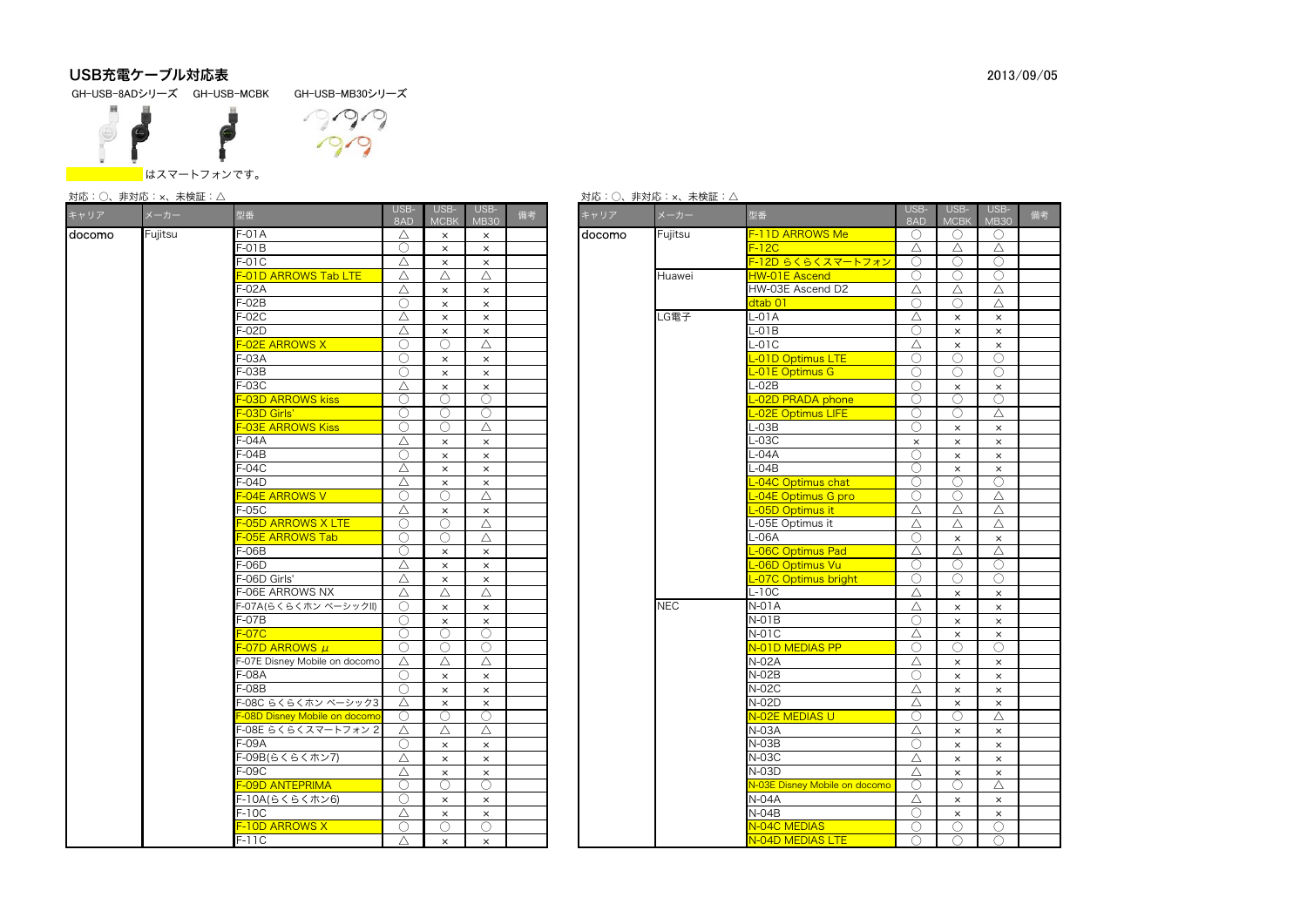# USB充電ケーブル対応表

2013/09/05

GH-USB-8ADシリーズ　GH-USB-MCBK　GH-USB-MB30シリーズ

（黄色ハイライト）はスマートフォンです。

対応：○、非対応：×、未検証：△

| キャリア | メーカー | 型番 | USB-8AD | USB-MCBK | USB-MB30 | 備考 |
|---|---|---|---|---|---|---|
| docomo | Fujitsu | F-01A | △ | × | × | |
| | | F-01B | ○ | × | × | |
| | | F-01C | △ | × | × | |
| | | F-01D ARROWS Tab LTE | △ | △ | △ | |
| | | F-02A | △ | × | × | |
| | | F-02B | ○ | × | × | |
| | | F-02C | △ | × | × | |
| | | F-02D | △ | × | × | |
| | | F-02E ARROWS X | ○ | ○ | △ | |
| | | F-03A | ○ | × | × | |
| | | F-03B | ○ | × | × | |
| | | F-03C | △ | × | × | |
| | | F-03D ARROWS kiss | ○ | ○ | ○ | |
| | | F-03D Girls' | ○ | ○ | ○ | |
| | | F-03E ARROWS Kiss | ○ | ○ | △ | |
| | | F-04A | △ | × | × | |
| | | F-04B | ○ | × | × | |
| | | F-04C | △ | × | × | |
| | | F-04D | △ | × | × | |
| | | F-04E ARROWS V | ○ | ○ | △ | |
| | | F-05C | △ | × | × | |
| | | F-05D ARROWS X LTE | ○ | ○ | △ | |
| | | F-05E ARROWS Tab | ○ | ○ | △ | |
| | | F-06B | ○ | × | × | |
| | | F-06D | △ | × | × | |
| | | F-06D Girls' | △ | × | × | |
| | | F-06E ARROWS NX | △ | △ | △ | |
| | | F-07A(らくらくホン ベーシックII) | ○ | × | × | |
| | | F-07B | ○ | × | × | |
| | | F-07C | ○ | ○ | ○ | |
| | | F-07D ARROWS μ | ○ | ○ | ○ | |
| | | F-07E Disney Mobile on docomo | △ | △ | △ | |
| | | F-08A | ○ | × | × | |
| | | F-08B | ○ | × | × | |
| | | F-08C らくらくホン ベーシック3 | △ | × | × | |
| | | F-08D Disney Mobile on docomo | ○ | ○ | ○ | |
| | | F-08E らくらくスマートフォン 2 | △ | △ | △ | |
| | | F-09A | ○ | × | × | |
| | | F-09B(らくらくホン7) | △ | × | × | |
| | | F-09C | △ | × | × | |
| | | F-09D ANTEPRIMA | ○ | ○ | ○ | |
| | | F-10A(らくらくホン6) | ○ | × | × | |
| | | F-10C | △ | × | × | |
| | | F-10D ARROWS X | ○ | ○ | ○ | |
| | | F-11C | △ | × | × | |

対応：○、非対応：×、未検証：△

| キャリア | メーカー | 型番 | USB-8AD | USB-MCBK | USB-MB30 | 備考 |
|---|---|---|---|---|---|---|
| docomo | Fujitsu | F-11D ARROWS Me | ○ | ○ | ○ | |
| | | F-12C | △ | △ | △ | |
| | | F-12D らくらくスマートフォン | ○ | ○ | ○ | |
| | Huawei | HW-01E Ascend | ○ | ○ | ○ | |
| | | HW-03E Ascend D2 | △ | △ | △ | |
| | | dtab 01 | ○ | ○ | △ | |
| | LG電子 | L-01A | △ | × | × | |
| | | L-01B | ○ | × | × | |
| | | L-01C | △ | × | × | |
| | | L-01D Optimus LTE | ○ | ○ | ○ | |
| | | L-01E Optimus G | ○ | ○ | ○ | |
| | | L-02B | ○ | × | × | |
| | | L-02D PRADA phone | ○ | ○ | ○ | |
| | | L-02E Optimus LIFE | ○ | ○ | △ | |
| | | L-03B | ○ | × | × | |
| | | L-03C | × | × | × | |
| | | L-04A | ○ | × | × | |
| | | L-04B | ○ | × | × | |
| | | L-04C Optimus chat | ○ | ○ | ○ | |
| | | L-04E Optimus G pro | ○ | ○ | △ | |
| | | L-05D Optimus it | △ | △ | △ | |
| | | L-05E Optimus it | △ | △ | △ | |
| | | L-06A | ○ | × | × | |
| | | L-06C Optimus Pad | △ | △ | △ | |
| | | L-06D Optimus Vu | ○ | ○ | ○ | |
| | | L-07C Optimus bright | ○ | ○ | ○ | |
| | | L-10C | △ | × | × | |
| | NEC | N-01A | △ | × | × | |
| | | N-01B | ○ | × | × | |
| | | N-01C | △ | × | × | |
| | | N-01D MEDIAS PP | ○ | ○ | ○ | |
| | | N-02A | △ | × | × | |
| | | N-02B | ○ | × | × | |
| | | N-02C | △ | × | × | |
| | | N-02D | △ | × | × | |
| | | N-02E MEDIAS U | ○ | ○ | △ | |
| | | N-03A | △ | × | × | |
| | | N-03B | ○ | × | × | |
| | | N-03C | △ | × | × | |
| | | N-03D | △ | × | × | |
| | | N-03E Disney Mobile on docomo | ○ | ○ | △ | |
| | | N-04A | △ | × | × | |
| | | N-04B | ○ | × | × | |
| | | N-04C MEDIAS | ○ | ○ | ○ | |
| | | N-04D MEDIAS LTE | ○ | ○ | ○ | |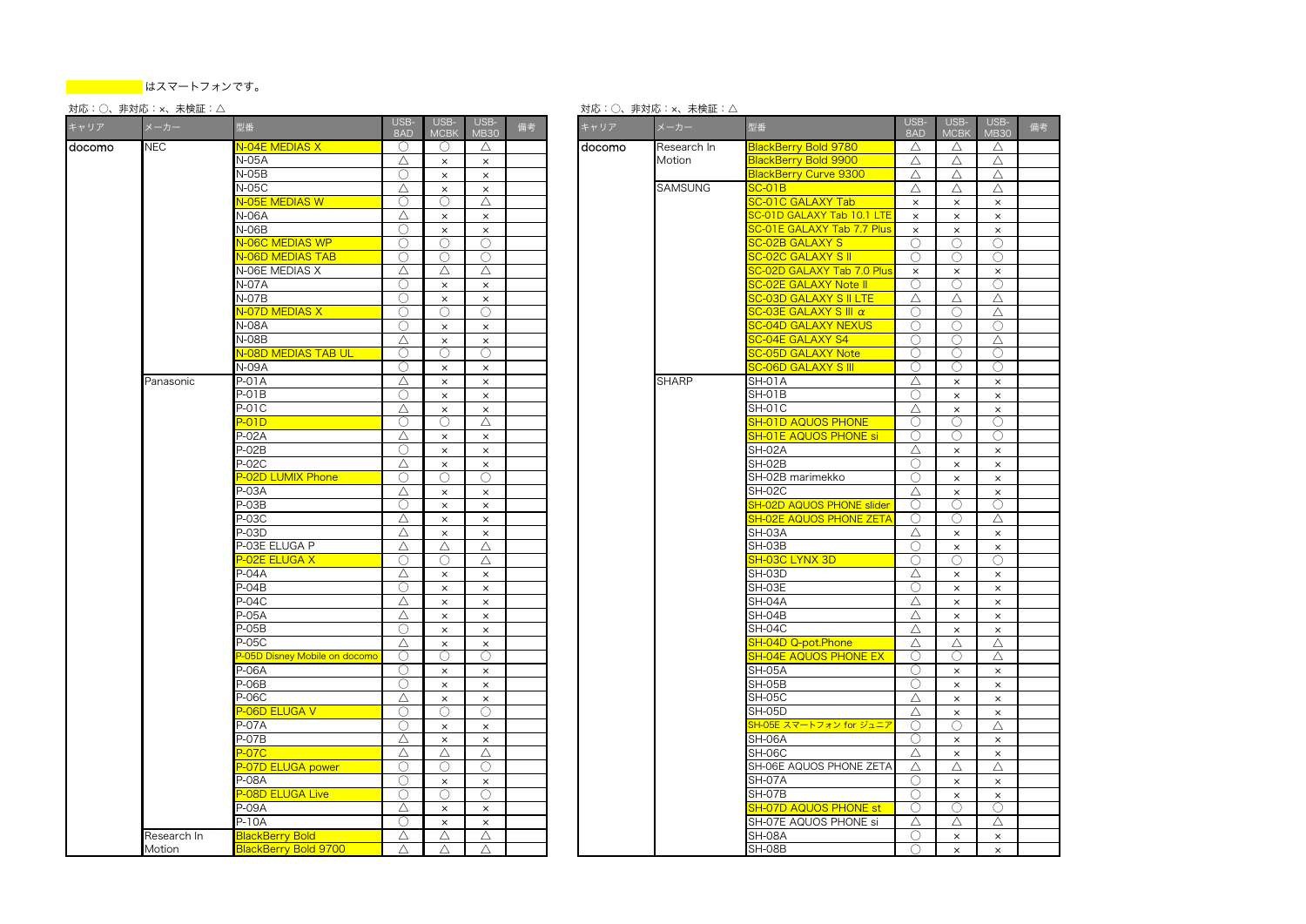はスマートフォンです。

対応：○、非対応：×、未検証：△

| キャリア | メーカー | 型番 | USB-8AD | USB-MCBK | USB-MB30 | 備考 |
|---|---|---|---|---|---|---|
| docomo | NEC | N-04E MEDIAS X | ○ | ○ | △ | |
| | | N-05A | △ | × | × | |
| | | N-05B | ○ | × | × | |
| | | N-05C | △ | × | × | |
| | | N-05E MEDIAS W | ○ | ○ | △ | |
| | | N-06A | △ | × | × | |
| | | N-06B | ○ | × | × | |
| | | N-06C MEDIAS WP | ○ | ○ | ○ | |
| | | N-06D MEDIAS TAB | ○ | ○ | ○ | |
| | | N-06E MEDIAS X | △ | △ | △ | |
| | | N-07A | ○ | × | × | |
| | | N-07B | ○ | × | × | |
| | | N-07D MEDIAS X | ○ | ○ | ○ | |
| | | N-08A | ○ | × | × | |
| | | N-08B | △ | × | × | |
| | | N-08D MEDIAS TAB UL | ○ | ○ | ○ | |
| | | N-09A | ○ | × | × | |
| | Panasonic | P-01A | △ | × | × | |
| | | P-01B | ○ | × | × | |
| | | P-01C | △ | × | × | |
| | | P-01D | ○ | ○ | △ | |
| | | P-02A | △ | × | × | |
| | | P-02B | ○ | × | × | |
| | | P-02C | △ | × | × | |
| | | P-02D LUMIX Phone | ○ | ○ | ○ | |
| | | P-03A | △ | × | × | |
| | | P-03B | ○ | × | × | |
| | | P-03C | △ | × | × | |
| | | P-03D | △ | × | × | |
| | | P-03E ELUGA P | △ | △ | △ | |
| | | P-02E ELUGA X | ○ | ○ | △ | |
| | | P-04A | △ | × | × | |
| | | P-04B | ○ | × | × | |
| | | P-04C | △ | × | × | |
| | | P-05A | △ | × | × | |
| | | P-05B | ○ | × | × | |
| | | P-05C | △ | × | × | |
| | | P-05D Disney Mobile on docomo | ○ | ○ | ○ | |
| | | P-06A | ○ | × | × | |
| | | P-06B | ○ | × | × | |
| | | P-06C | △ | × | × | |
| | | P-06D ELUGA V | ○ | ○ | ○ | |
| | | P-07A | ○ | × | × | |
| | | P-07B | △ | × | × | |
| | | P-07C | △ | △ | △ | |
| | | P-07D ELUGA power | ○ | ○ | ○ | |
| | | P-08A | ○ | × | × | |
| | | P-08D ELUGA Live | ○ | ○ | ○ | |
| | | P-09A | △ | × | × | |
| | | P-10A | ○ | × | × | |
| | Research In Motion | BlackBerry Bold | △ | △ | △ | |
| | | BlackBerry Bold 9700 | △ | △ | △ | |

対応：○、非対応：×、未検証：△

| キャリア | メーカー | 型番 | USB-8AD | USB-MCBK | USB-MB30 | 備考 |
|---|---|---|---|---|---|---|
| docomo | Research In Motion | BlackBerry Bold 9780 | △ | △ | △ | |
| | | BlackBerry Bold 9900 | △ | △ | △ | |
| | | BlackBerry Curve 9300 | △ | △ | △ | |
| | SAMSUNG | SC-01B | △ | △ | △ | |
| | | SC-01C GALAXY Tab | × | × | × | |
| | | SC-01D GALAXY Tab 10.1 LTE | × | × | × | |
| | | SC-01E GALAXY Tab 7.7 Plus | × | × | × | |
| | | SC-02B GALAXY S | ○ | ○ | ○ | |
| | | SC-02C GALAXY S II | ○ | ○ | ○ | |
| | | SC-02D GALAXY Tab 7.0 Plus | × | × | × | |
| | | SC-02E GALAXY Note II | ○ | ○ | ○ | |
| | | SC-03D GALAXY S II LTE | △ | △ | △ | |
| | | SC-03E GALAXY S III α | ○ | ○ | △ | |
| | | SC-04D GALAXY NEXUS | ○ | ○ | ○ | |
| | | SC-04E GALAXY S4 | ○ | ○ | △ | |
| | | SC-05D GALAXY Note | ○ | ○ | ○ | |
| | | SC-06D GALAXY S III | ○ | ○ | ○ | |
| | SHARP | SH-01A | △ | × | × | |
| | | SH-01B | ○ | × | × | |
| | | SH-01C | △ | × | × | |
| | | SH-01D AQUOS PHONE | ○ | ○ | ○ | |
| | | SH-01E AQUOS PHONE si | ○ | ○ | ○ | |
| | | SH-02A | △ | × | × | |
| | | SH-02B | ○ | × | × | |
| | | SH-02B marimekko | ○ | × | × | |
| | | SH-02C | △ | × | × | |
| | | SH-02D AQUOS PHONE slider | ○ | ○ | ○ | |
| | | SH-02E AQUOS PHONE ZETA | ○ | ○ | △ | |
| | | SH-03A | △ | × | × | |
| | | SH-03B | ○ | × | × | |
| | | SH-03C LYNX 3D | ○ | ○ | ○ | |
| | | SH-03D | △ | × | × | |
| | | SH-03E | ○ | × | × | |
| | | SH-04A | △ | × | × | |
| | | SH-04B | △ | × | × | |
| | | SH-04C | △ | × | × | |
| | | SH-04D Q-pot.Phone | △ | △ | △ | |
| | | SH-04E AQUOS PHONE EX | ○ | ○ | △ | |
| | | SH-05A | ○ | × | × | |
| | | SH-05B | ○ | × | × | |
| | | SH-05C | △ | × | × | |
| | | SH-05D | △ | × | × | |
| | | SH-05E スマートフォン for ジュニア | ○ | ○ | △ | |
| | | SH-06A | ○ | × | × | |
| | | SH-06C | △ | × | × | |
| | | SH-06E AQUOS PHONE ZETA | △ | △ | △ | |
| | | SH-07A | ○ | × | × | |
| | | SH-07B | ○ | × | × | |
| | | SH-07D AQUOS PHONE st | ○ | ○ | ○ | |
| | | SH-07E AQUOS PHONE si | △ | △ | △ | |
| | | SH-08A | ○ | × | × | |
| | | SH-08B | ○ | × | × | |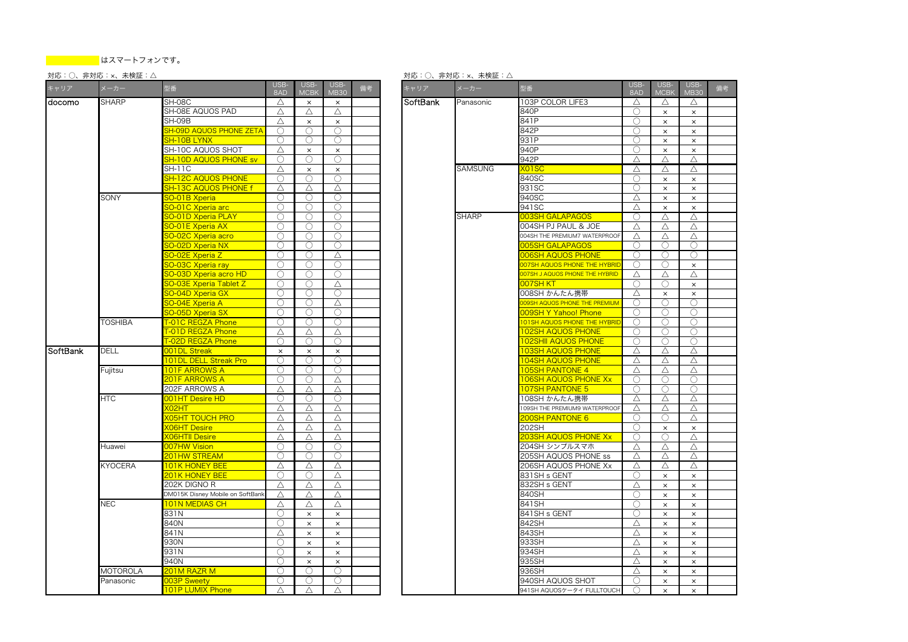（黄色背景）はスマートフォンです。

対応：○、非対応：×、未検証：△

| キャリア | メーカー | 型番 | USB-8AD | USB-MCBK | USB-MB30 | 備考 |
|---|---|---|---|---|---|---|
| docomo | SHARP | SH-08C | △ | × | × | |
| | | SH-08E AQUOS PAD | △ | △ | △ | |
| | | SH-09B | △ | × | × | |
| | | SH-09D AQUOS PHONE ZETA | ○ | ○ | ○ | |
| | | SH-10B LYNX | ○ | ○ | ○ | |
| | | SH-10C AQUOS SHOT | △ | × | × | |
| | | SH-10D AQUOS PHONE sv | ○ | ○ | ○ | |
| | | SH-11C | △ | × | × | |
| | | SH-12C AQUOS PHONE | ○ | ○ | ○ | |
| | | SH-13C AQUOS PHONE f | △ | △ | △ | |
| | SONY | SO-01B Xperia | ○ | ○ | ○ | |
| | | SO-01C Xperia arc | ○ | ○ | ○ | |
| | | SO-01D Xperia PLAY | ○ | ○ | ○ | |
| | | SO-01E Xperia AX | ○ | ○ | ○ | |
| | | SO-02C Xperia acro | ○ | ○ | ○ | |
| | | SO-02D Xperia NX | ○ | ○ | ○ | |
| | | SO-02E Xperia Z | ○ | ○ | △ | |
| | | SO-03C Xperia ray | ○ | ○ | ○ | |
| | | SO-03D Xperia acro HD | ○ | ○ | ○ | |
| | | SO-03E Xperia Tablet Z | ○ | ○ | △ | |
| | | SO-04D Xperia GX | ○ | ○ | ○ | |
| | | SO-04E Xperia A | ○ | ○ | △ | |
| | | SO-05D Xperia SX | ○ | ○ | ○ | |
| | TOSHIBA | T-01C REGZA Phone | ○ | ○ | ○ | |
| | | T-01D REGZA Phone | △ | △ | △ | |
| | | T-02D REGZA Phone | ○ | ○ | ○ | |
| SoftBank | DELL | 001DL Streak | × | × | × | |
| | | 101DL DELL Streak Pro | ○ | ○ | ○ | |
| | Fujitsu | 101F ARROWS A | ○ | ○ | ○ | |
| | | 201F ARROWS A | ○ | ○ | △ | |
| | | 202F ARROWS A | △ | △ | △ | |
| | HTC | 001HT Desire HD | ○ | ○ | ○ | |
| | | X02HT | △ | △ | △ | |
| | | X05HT TOUCH PRO | △ | △ | △ | |
| | | X06HT Desire | △ | △ | △ | |
| | | X06HTII Desire | △ | △ | △ | |
| | Huawei | 007HW Vision | ○ | ○ | ○ | |
| | | 201HW STREAM | ○ | ○ | ○ | |
| | KYOCERA | 101K HONEY BEE | △ | △ | △ | |
| | | 201K HONEY BEE | ○ | ○ | △ | |
| | | 202K DIGNO R | △ | △ | △ | |
| | | DM015K Disney Mobile on SoftBank | △ | △ | △ | |
| | NEC | 101N MEDIAS CH | △ | △ | △ | |
| | | 831N | ○ | × | × | |
| | | 840N | ○ | × | × | |
| | | 841N | △ | × | × | |
| | | 930N | ○ | × | × | |
| | | 931N | ○ | × | × | |
| | | 940N | ○ | × | × | |
| | MOTOROLA | 201M RAZR M | ○ | ○ | ○ | |
| | Panasonic | 003P Sweety | ○ | ○ | ○ | |
| | | 101P LUMIX Phone | △ | △ | △ | |

対応：○、非対応：×、未検証：△

| キャリア | メーカー | 型番 | USB-8AD | USB-MCBK | USB-MB30 | 備考 |
|---|---|---|---|---|---|---|
| SoftBank | Panasonic | 103P COLOR LIFE3 | △ | △ | △ | |
| | | 840P | ○ | × | × | |
| | | 841P | ○ | × | × | |
| | | 842P | ○ | × | × | |
| | | 931P | ○ | × | × | |
| | | 940P | ○ | × | × | |
| | | 942P | △ | △ | △ | |
| | SAMSUNG | X01SC | △ | △ | △ | |
| | | 840SC | ○ | × | × | |
| | | 931SC | ○ | × | × | |
| | | 940SC | △ | × | × | |
| | | 941SC | △ | × | × | |
| | SHARP | 003SH GALAPAGOS | ○ | △ | △ | |
| | | 004SH PJ PAUL & JOE | △ | △ | △ | |
| | | 004SH THE PREMIUM7 WATERPROOF | △ | △ | △ | |
| | | 005SH GALAPAGOS | ○ | ○ | ○ | |
| | | 006SH AQUOS PHONE | ○ | ○ | ○ | |
| | | 007SH AQUOS PHONE THE HYBRID | ○ | ○ | × | |
| | | 007SH J AQUOS PHONE THE HYBRID | △ | △ | △ | |
| | | 007SH KT | ○ | ○ | × | |
| | | 008SH かんたん携帯 | △ | × | × | |
| | | 009SH AQUOS PHONE THE PREMIUM | ○ | ○ | ○ | |
| | | 009SH Y Yahoo! Phone | ○ | ○ | ○ | |
| | | 101SH AQUOS PHONE THE HYBRID | ○ | ○ | ○ | |
| | | 102SH AQUOS PHONE | ○ | ○ | ○ | |
| | | 102SHII AQUOS PHONE | ○ | ○ | ○ | |
| | | 103SH AQUOS PHONE | △ | △ | △ | |
| | | 104SH AQUOS PHONE | △ | △ | △ | |
| | | 105SH PANTONE 4 | △ | △ | △ | |
| | | 106SH AQUOS PHONE Xx | ○ | ○ | ○ | |
| | | 107SH PANTONE 5 | ○ | ○ | ○ | |
| | | 108SH かんたん携帯 | △ | △ | △ | |
| | | 109SH THE PREMIUM9 WATERPROOF | △ | △ | △ | |
| | | 200SH PANTONE 6 | ○ | ○ | △ | |
| | | 202SH | ○ | × | × | |
| | | 203SH AQUOS PHONE Xx | ○ | ○ | △ | |
| | | 204SH シンプルスマホ | △ | △ | △ | |
| | | 205SH AQUOS PHONE ss | △ | △ | △ | |
| | | 206SH AQUOS PHONE Xx | △ | △ | △ | |
| | | 831SH s GENT | ○ | × | × | |
| | | 832SH s GENT | △ | × | × | |
| | | 840SH | ○ | × | × | |
| | | 841SH | ○ | × | × | |
| | | 841SH s GENT | ○ | × | × | |
| | | 842SH | △ | × | × | |
| | | 843SH | △ | × | × | |
| | | 933SH | △ | × | × | |
| | | 934SH | △ | × | × | |
| | | 935SH | △ | × | × | |
| | | 936SH | △ | × | × | |
| | | 940SH AQUOS SHOT | ○ | × | × | |
| | | 941SH AQUOSケータイ FULLTOUCH | ○ | × | × | |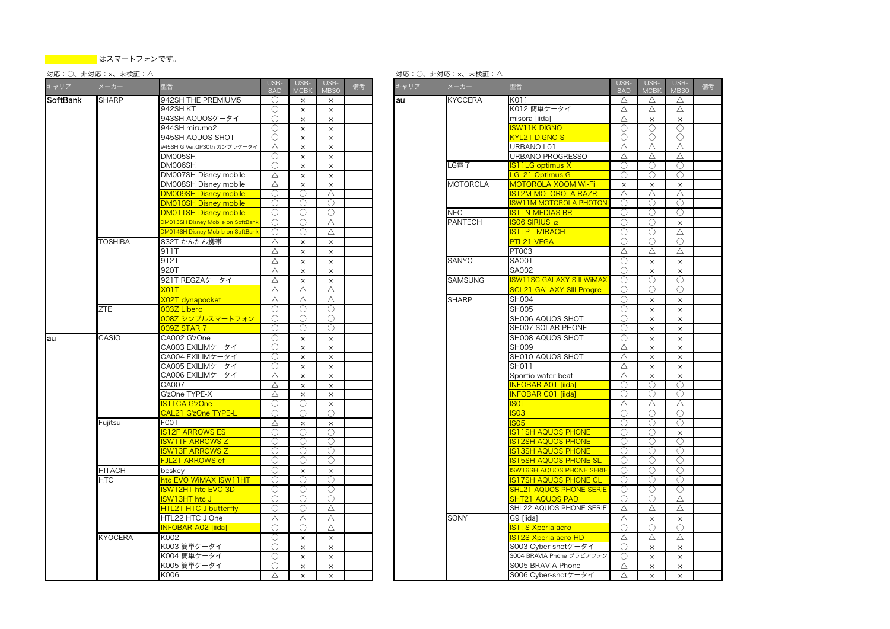はスマートフォンです。

対応：○、非対応：×、未検証：△

| キャリア | メーカー | 型番 | USB-8AD | USB-MCBK | USB-MB30 | 備考 |
|---|---|---|---|---|---|---|
| SoftBank | SHARP | 942SH THE PREMIUM5 | ○ | × | × | |
| | | 942SH KT | ○ | × | × | |
| | | 943SH AQUOSケータイ | ○ | × | × | |
| | | 944SH mirumo2 | ○ | × | × | |
| | | 945SH AQUOS SHOT | ○ | × | × | |
| | | 945SH G Ver.GP30th ガンプラケータイ | △ | × | × | |
| | | DM005SH | ○ | × | × | |
| | | DM006SH | ○ | × | × | |
| | | DM007SH Disney mobile | △ | × | × | |
| | | DM008SH Disney mobile | △ | × | × | |
| | | DM009SH Disney mobile | ○ | ○ | △ | |
| | | DM010SH Disney mobile | ○ | ○ | ○ | |
| | | DM011SH Disney mobile | ○ | ○ | ○ | |
| | | DM013SH Disney Mobile on SoftBank | ○ | ○ | △ | |
| | | DM014SH Disney Mobile on SoftBank | ○ | ○ | △ | |
| | TOSHIBA | 832T かんたん携帯 | △ | × | × | |
| | | 911T | △ | × | × | |
| | | 912T | △ | × | × | |
| | | 920T | △ | × | × | |
| | | 921T REGZAケータイ | △ | × | × | |
| | | X01T | △ | △ | △ | |
| | | X02T dynapocket | △ | △ | △ | |
| | ZTE | 003Z Libero | ○ | ○ | ○ | |
| | | 008Z シンプルスマートフォン | ○ | ○ | ○ | |
| | | 009Z STAR 7 | ○ | ○ | ○ | |
| au | CASIO | CA002 G'zOne | ○ | × | × | |
| | | CA003 EXILIMケータイ | ○ | × | × | |
| | | CA004 EXILIMケータイ | ○ | × | × | |
| | | CA005 EXILIMケータイ | ○ | × | × | |
| | | CA006 EXILIMケータイ | △ | × | × | |
| | | CA007 | △ | × | × | |
| | | G'zOne TYPE-X | △ | × | × | |
| | | IS11CA G'zOne | ○ | ○ | × | |
| | | CAL21 G'zOne TYPE-L | ○ | ○ | ○ | |
| | Fujitsu | F001 | △ | × | × | |
| | | IS12F ARROWS ES | ○ | ○ | ○ | |
| | | ISW11F ARROWS Z | ○ | ○ | ○ | |
| | | ISW13F ARROWS Z | ○ | ○ | ○ | |
| | | FJL21 ARROWS ef | ○ | ○ | ○ | |
| | HITACH | beskey | ○ | × | × | |
| | HTC | htc EVO WiMAX ISW11HT | ○ | ○ | ○ | |
| | | ISW12HT htc EVO 3D | ○ | ○ | ○ | |
| | | ISW13HT htc J | ○ | ○ | ○ | |
| | | HTL21 HTC J butterfly | ○ | ○ | △ | |
| | | HTL22 HTC J One | △ | △ | △ | |
| | | INFOBAR A02 [iida] | ○ | ○ | △ | |
| | KYOCERA | K002 | ○ | × | × | |
| | | K003 簡単ケータイ | ○ | × | × | |
| | | K004 簡単ケータイ | ○ | × | × | |
| | | K005 簡単ケータイ | ○ | × | × | |
| | | K006 | △ | × | × | |

対応：○、非対応：×、未検証：△

| キャリア | メーカー | 型番 | USB-8AD | USB-MCBK | USB-MB30 | 備考 |
|---|---|---|---|---|---|---|
| au | KYOCERA | K011 | △ | △ | △ | |
| | | K012 簡単ケータイ | △ | △ | △ | |
| | | misora [iida] | △ | × | × | |
| | | ISW11K DIGNO | ○ | ○ | ○ | |
| | | KYL21 DIGNO S | ○ | ○ | ○ | |
| | | URBANO L01 | △ | △ | △ | |
| | | URBANO PROGRESSO | △ | △ | △ | |
| | LG電子 | IS11LG optimus X | ○ | ○ | ○ | |
| | | LGL21 Optimus G | ○ | ○ | ○ | |
| | MOTOROLA | MOTOROLA XOOM Wi-Fi | × | × | × | |
| | | IS12M MOTOROLA RAZR | △ | △ | △ | |
| | | ISW11M MOTOROLA PHOTON | ○ | ○ | ○ | |
| | NEC | IS11N MEDIAS BR | ○ | ○ | ○ | |
| | PANTECH | IS06 SIRIUS α | ○ | ○ | × | |
| | | IS11PT MIRACH | ○ | ○ | △ | |
| | | PTL21 VEGA | ○ | ○ | ○ | |
| | | PT003 | △ | △ | △ | |
| | SANYO | SA001 | ○ | × | × | |
| | | SA002 | ○ | × | × | |
| | SAMSUNG | ISW11SC GALAXY S II WiMAX | ○ | ○ | ○ | |
| | | SCL21 GALAXY SIII Progre | ○ | ○ | ○ | |
| | SHARP | SH004 | ○ | × | × | |
| | | SH005 | ○ | × | × | |
| | | SH006 AQUOS SHOT | ○ | × | × | |
| | | SH007 SOLAR PHONE | ○ | × | × | |
| | | SH008 AQUOS SHOT | ○ | × | × | |
| | | SH009 | △ | × | × | |
| | | SH010 AQUOS SHOT | △ | × | × | |
| | | SH011 | △ | × | × | |
| | | Sportio water beat | △ | × | × | |
| | | INFOBAR A01 [iida] | ○ | ○ | ○ | |
| | | INFOBAR C01 [iida] | ○ | ○ | ○ | |
| | | IS01 | △ | △ | △ | |
| | | IS03 | ○ | ○ | ○ | |
| | | IS05 | ○ | ○ | ○ | |
| | | IS11SH AQUOS PHONE | ○ | ○ | × | |
| | | IS12SH AQUOS PHONE | ○ | ○ | ○ | |
| | | IS13SH AQUOS PHONE | ○ | ○ | ○ | |
| | | IS15SH AQUOS PHONE SL | ○ | ○ | ○ | |
| | | ISW16SH AQUOS PHONE SERIE | ○ | ○ | ○ | |
| | | IS17SH AQUOS PHONE CL | ○ | ○ | ○ | |
| | | SHL21 AQUOS PHONE SERIE | ○ | ○ | ○ | |
| | | SHT21 AQUOS PAD | ○ | ○ | △ | |
| | | SHL22 AQUOS PHONE SERIE | △ | △ | △ | |
| | SONY | G9 [iida] | △ | × | × | |
| | | IS11S Xperia acro | ○ | ○ | ○ | |
| | | IS12S Xperia acro HD | △ | △ | △ | |
| | | S003 Cyber-shotケータイ | ○ | × | × | |
| | | S004 BRAVIA Phone ブラビアフォン | ○ | × | × | |
| | | S005 BRAVIA Phone | △ | × | × | |
| | | S006 Cyber-shotケータイ | △ | × | × | |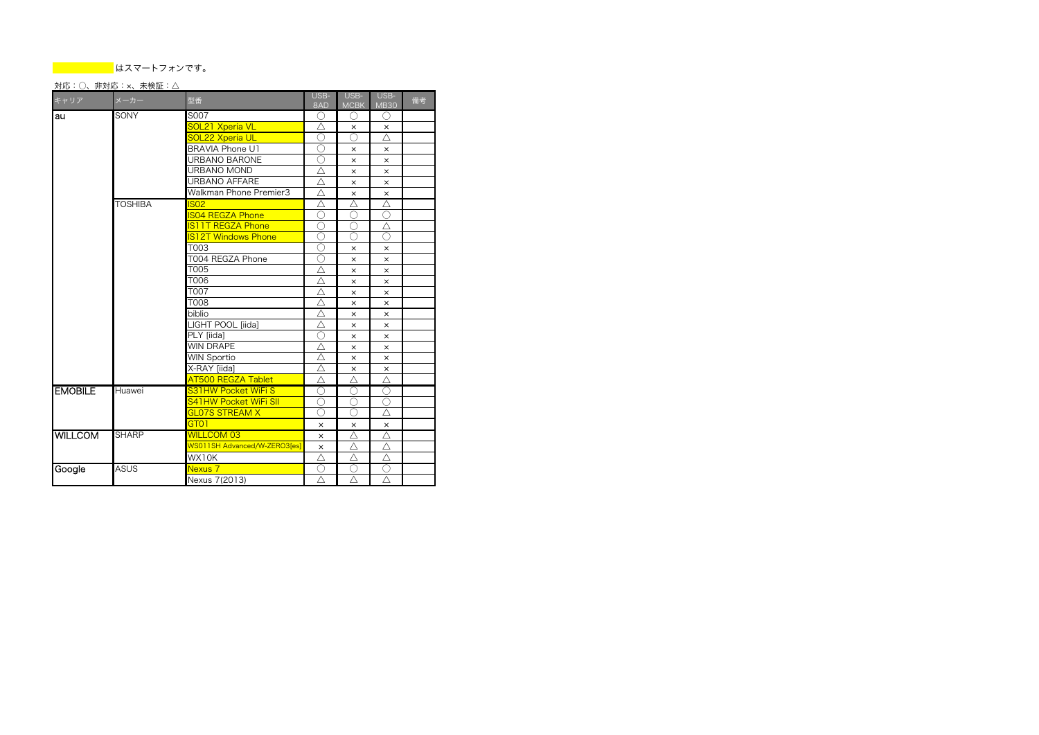はスマートフォンです。

対応：○、非対応：×、未検証：△

| キャリア | メーカー | 型番 | USB-8AD | USB-MCBK | USB-MB30 | 備考 |
|---|---|---|---|---|---|---|
| au | SONY | S007 | ○ | ○ | ○ | |
| | | SOL21 Xperia VL | △ | × | × | |
| | | SOL22 Xperia UL | ○ | ○ | △ | |
| | | BRAVIA Phone U1 | ○ | × | × | |
| | | URBANO BARONE | ○ | × | × | |
| | | URBANO MOND | △ | × | × | |
| | | URBANO AFFARE | △ | × | × | |
| | | Walkman Phone Premier3 | △ | × | × | |
| | TOSHIBA | IS02 | △ | △ | △ | |
| | | IS04 REGZA Phone | ○ | ○ | ○ | |
| | | IS11T REGZA Phone | ○ | ○ | △ | |
| | | IS12T Windows Phone | ○ | ○ | ○ | |
| | | T003 | ○ | × | × | |
| | | T004 REGZA Phone | ○ | × | × | |
| | | T005 | △ | × | × | |
| | | T006 | △ | × | × | |
| | | T007 | △ | × | × | |
| | | T008 | △ | × | × | |
| | | biblio | △ | × | × | |
| | | LIGHT POOL [iida] | △ | × | × | |
| | | PLY [iida] | ○ | × | × | |
| | | WIN DRAPE | △ | × | × | |
| | | WIN Sportio | △ | × | × | |
| | | X-RAY [iida] | △ | × | × | |
| | | AT500 REGZA Tablet | △ | △ | △ | |
| EMOBILE | Huawei | S31HW Pocket WiFi S | ○ | ○ | ○ | |
| | | S41HW Pocket WiFi SII | ○ | ○ | ○ | |
| | | GL07S STREAM X | ○ | ○ | △ | |
| | | GT01 | × | × | × | |
| WILLCOM | SHARP | WILLCOM 03 | × | △ | △ | |
| | | WS011SH Advanced/W-ZERO3[es] | × | △ | △ | |
| | | WX10K | △ | △ | △ | |
| Google | ASUS | Nexus 7 | ○ | ○ | ○ | |
| | | Nexus 7(2013) | △ | △ | △ | |